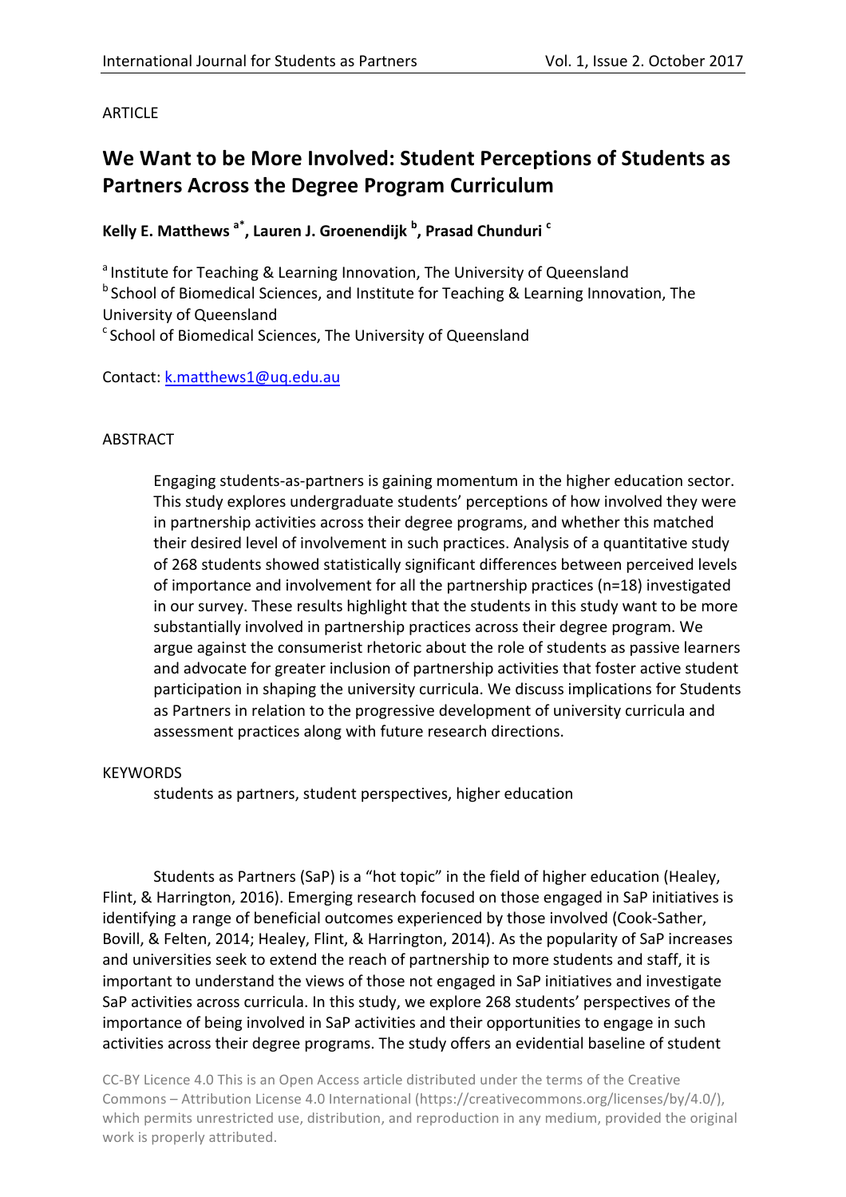ARTICLE

# We Want to be More Involved: Student Perceptions of Students as Partners Across the Degree Program Curriculum

**Kelly E. Matthews [a*], Lauren J. Groenendijk [b], Prasad Chunduri [c]**

[a] Institute for Teaching & Learning Innovation, The University of Queensland
[b] School of Biomedical Sciences, and Institute for Teaching & Learning Innovation, The University of Queensland
[c] School of Biomedical Sciences, The University of Queensland

Contact: k.matthews1@uq.edu.au

ABSTRACT

> Engaging students-as-partners is gaining momentum in the higher education sector. This study explores undergraduate students' perceptions of how involved they were in partnership activities across their degree programs, and whether this matched their desired level of involvement in such practices. Analysis of a quantitative study of 268 students showed statistically significant differences between perceived levels of importance and involvement for all the partnership practices (n=18) investigated in our survey. These results highlight that the students in this study want to be more substantially involved in partnership practices across their degree program. We argue against the consumerist rhetoric about the role of students as passive learners and advocate for greater inclusion of partnership activities that foster active student participation in shaping the university curricula. We discuss implications for Students as Partners in relation to the progressive development of university curricula and assessment practices along with future research directions.

KEYWORDS

> students as partners, student perspectives, higher education

Students as Partners (SaP) is a "hot topic" in the field of higher education (Healey, Flint, & Harrington, 2016). Emerging research focused on those engaged in SaP initiatives is identifying a range of beneficial outcomes experienced by those involved (Cook-Sather, Bovill, & Felten, 2014; Healey, Flint, & Harrington, 2014). As the popularity of SaP increases and universities seek to extend the reach of partnership to more students and staff, it is important to understand the views of those not engaged in SaP initiatives and investigate SaP activities across curricula. In this study, we explore 268 students' perspectives of the importance of being involved in SaP activities and their opportunities to engage in such activities across their degree programs. The study offers an evidential baseline of student

CC-BY Licence 4.0 This is an Open Access article distributed under the terms of the Creative Commons – Attribution License 4.0 International (https://creativecommons.org/licenses/by/4.0/), which permits unrestricted use, distribution, and reproduction in any medium, provided the original work is properly attributed.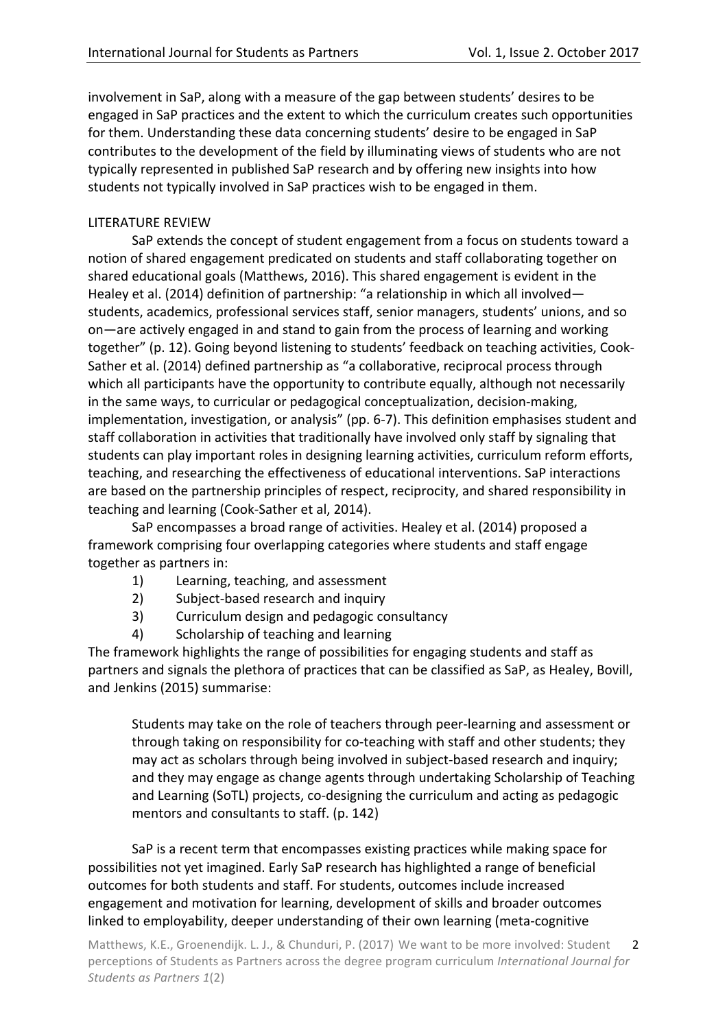involvement in SaP, along with a measure of the gap between students' desires to be engaged in SaP practices and the extent to which the curriculum creates such opportunities for them. Understanding these data concerning students' desire to be engaged in SaP contributes to the development of the field by illuminating views of students who are not typically represented in published SaP research and by offering new insights into how students not typically involved in SaP practices wish to be engaged in them.

## LITERATURE REVIEW

SaP extends the concept of student engagement from a focus on students toward a notion of shared engagement predicated on students and staff collaborating together on shared educational goals (Matthews, 2016). This shared engagement is evident in the Healey et al. (2014) definition of partnership: "a relationship in which all involved—students, academics, professional services staff, senior managers, students' unions, and so on—are actively engaged in and stand to gain from the process of learning and working together" (p. 12). Going beyond listening to students' feedback on teaching activities, Cook-Sather et al. (2014) defined partnership as "a collaborative, reciprocal process through which all participants have the opportunity to contribute equally, although not necessarily in the same ways, to curricular or pedagogical conceptualization, decision-making, implementation, investigation, or analysis" (pp. 6-7). This definition emphasises student and staff collaboration in activities that traditionally have involved only staff by signaling that students can play important roles in designing learning activities, curriculum reform efforts, teaching, and researching the effectiveness of educational interventions. SaP interactions are based on the partnership principles of respect, reciprocity, and shared responsibility in teaching and learning (Cook-Sather et al, 2014).

SaP encompasses a broad range of activities. Healey et al. (2014) proposed a framework comprising four overlapping categories where students and staff engage together as partners in:

1) Learning, teaching, and assessment
2) Subject-based research and inquiry
3) Curriculum design and pedagogic consultancy
4) Scholarship of teaching and learning

The framework highlights the range of possibilities for engaging students and staff as partners and signals the plethora of practices that can be classified as SaP, as Healey, Bovill, and Jenkins (2015) summarise:

> Students may take on the role of teachers through peer-learning and assessment or through taking on responsibility for co-teaching with staff and other students; they may act as scholars through being involved in subject-based research and inquiry; and they may engage as change agents through undertaking Scholarship of Teaching and Learning (SoTL) projects, co-designing the curriculum and acting as pedagogic mentors and consultants to staff. (p. 142)

SaP is a recent term that encompasses existing practices while making space for possibilities not yet imagined. Early SaP research has highlighted a range of beneficial outcomes for both students and staff. For students, outcomes include increased engagement and motivation for learning, development of skills and broader outcomes linked to employability, deeper understanding of their own learning (meta-cognitive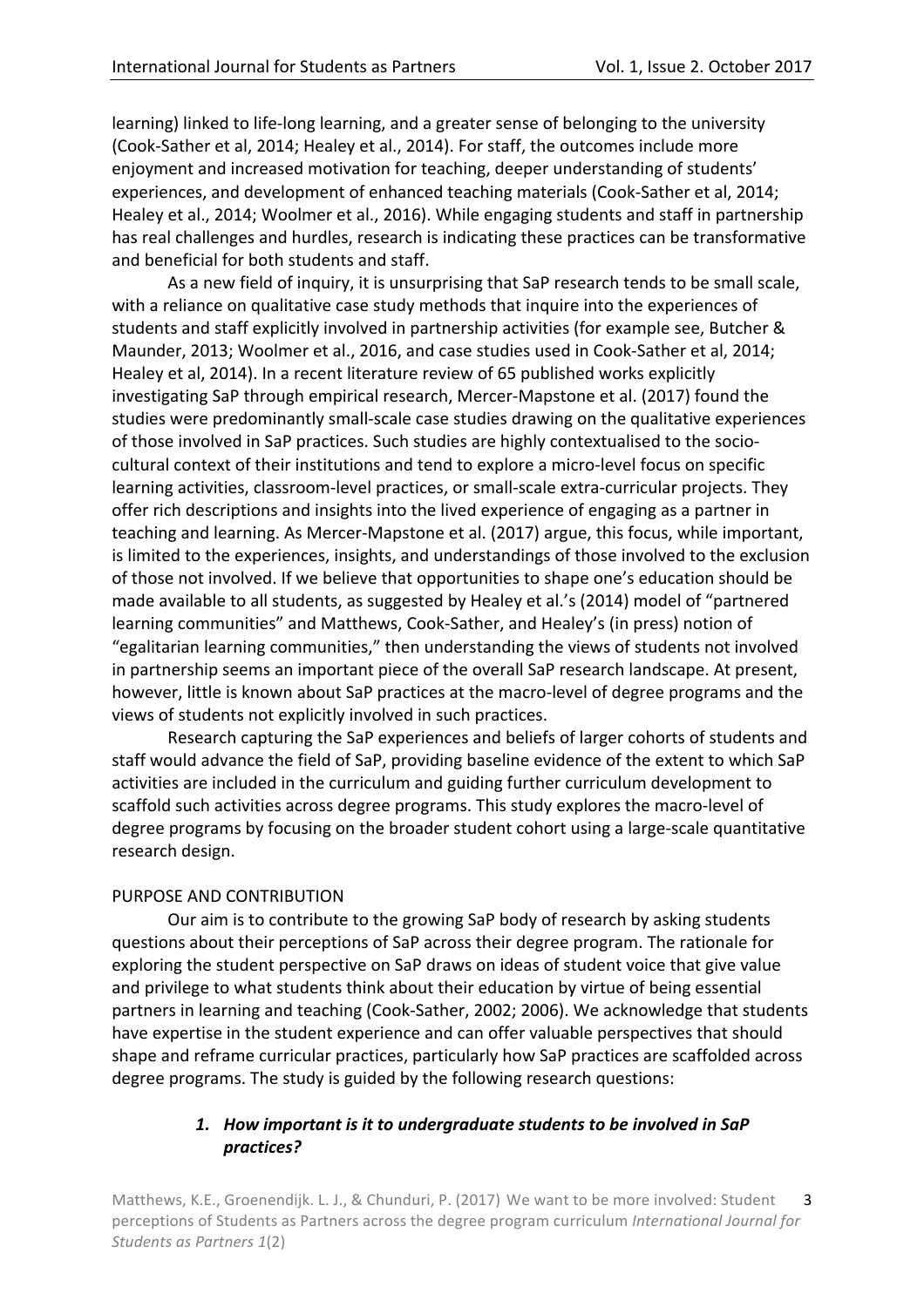learning) linked to life-long learning, and a greater sense of belonging to the university (Cook-Sather et al, 2014; Healey et al., 2014). For staff, the outcomes include more enjoyment and increased motivation for teaching, deeper understanding of students' experiences, and development of enhanced teaching materials (Cook-Sather et al, 2014; Healey et al., 2014; Woolmer et al., 2016). While engaging students and staff in partnership has real challenges and hurdles, research is indicating these practices can be transformative and beneficial for both students and staff.

As a new field of inquiry, it is unsurprising that SaP research tends to be small scale, with a reliance on qualitative case study methods that inquire into the experiences of students and staff explicitly involved in partnership activities (for example see, Butcher & Maunder, 2013; Woolmer et al., 2016, and case studies used in Cook-Sather et al, 2014; Healey et al, 2014). In a recent literature review of 65 published works explicitly investigating SaP through empirical research, Mercer-Mapstone et al. (2017) found the studies were predominantly small-scale case studies drawing on the qualitative experiences of those involved in SaP practices. Such studies are highly contextualised to the socio-cultural context of their institutions and tend to explore a micro-level focus on specific learning activities, classroom-level practices, or small-scale extra-curricular projects. They offer rich descriptions and insights into the lived experience of engaging as a partner in teaching and learning. As Mercer-Mapstone et al. (2017) argue, this focus, while important, is limited to the experiences, insights, and understandings of those involved to the exclusion of those not involved. If we believe that opportunities to shape one's education should be made available to all students, as suggested by Healey et al.'s (2014) model of "partnered learning communities" and Matthews, Cook-Sather, and Healey's (in press) notion of "egalitarian learning communities," then understanding the views of students not involved in partnership seems an important piece of the overall SaP research landscape. At present, however, little is known about SaP practices at the macro-level of degree programs and the views of students not explicitly involved in such practices.

Research capturing the SaP experiences and beliefs of larger cohorts of students and staff would advance the field of SaP, providing baseline evidence of the extent to which SaP activities are included in the curriculum and guiding further curriculum development to scaffold such activities across degree programs. This study explores the macro-level of degree programs by focusing on the broader student cohort using a large-scale quantitative research design.

## PURPOSE AND CONTRIBUTION

Our aim is to contribute to the growing SaP body of research by asking students questions about their perceptions of SaP across their degree program. The rationale for exploring the student perspective on SaP draws on ideas of student voice that give value and privilege to what students think about their education by virtue of being essential partners in learning and teaching (Cook-Sather, 2002; 2006). We acknowledge that students have expertise in the student experience and can offer valuable perspectives that should shape and reframe curricular practices, particularly how SaP practices are scaffolded across degree programs. The study is guided by the following research questions:

1. ***How important is it to undergraduate students to be involved in SaP practices?***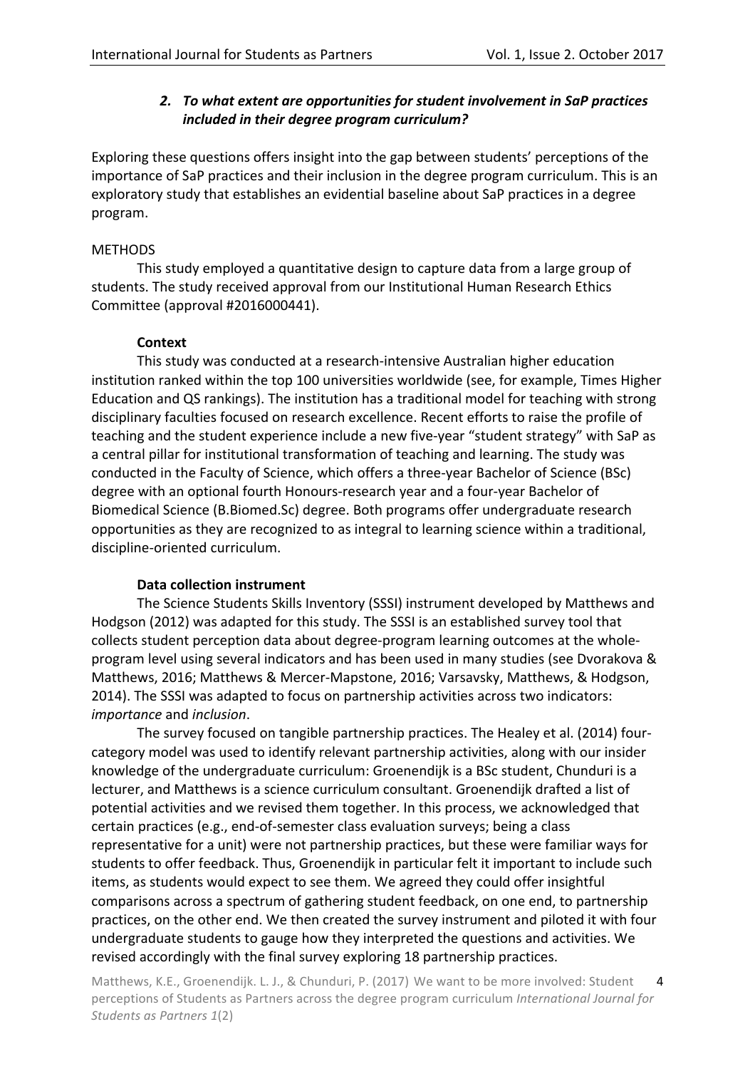*2. To what extent are opportunities for student involvement in SaP practices included in their degree program curriculum?*

Exploring these questions offers insight into the gap between students' perceptions of the importance of SaP practices and their inclusion in the degree program curriculum. This is an exploratory study that establishes an evidential baseline about SaP practices in a degree program.

## METHODS

This study employed a quantitative design to capture data from a large group of students. The study received approval from our Institutional Human Research Ethics Committee (approval #2016000441).

### Context

This study was conducted at a research-intensive Australian higher education institution ranked within the top 100 universities worldwide (see, for example, Times Higher Education and QS rankings). The institution has a traditional model for teaching with strong disciplinary faculties focused on research excellence. Recent efforts to raise the profile of teaching and the student experience include a new five-year "student strategy" with SaP as a central pillar for institutional transformation of teaching and learning. The study was conducted in the Faculty of Science, which offers a three-year Bachelor of Science (BSc) degree with an optional fourth Honours-research year and a four-year Bachelor of Biomedical Science (B.Biomed.Sc) degree. Both programs offer undergraduate research opportunities as they are recognized to as integral to learning science within a traditional, discipline-oriented curriculum.

### Data collection instrument

The Science Students Skills Inventory (SSSI) instrument developed by Matthews and Hodgson (2012) was adapted for this study. The SSSI is an established survey tool that collects student perception data about degree-program learning outcomes at the whole-program level using several indicators and has been used in many studies (see Dvorakova & Matthews, 2016; Matthews & Mercer-Mapstone, 2016; Varsavsky, Matthews, & Hodgson, 2014). The SSSI was adapted to focus on partnership activities across two indicators: *importance* and *inclusion*.

The survey focused on tangible partnership practices. The Healey et al. (2014) four-category model was used to identify relevant partnership activities, along with our insider knowledge of the undergraduate curriculum: Groenendijk is a BSc student, Chunduri is a lecturer, and Matthews is a science curriculum consultant. Groenendijk drafted a list of potential activities and we revised them together. In this process, we acknowledged that certain practices (e.g., end-of-semester class evaluation surveys; being a class representative for a unit) were not partnership practices, but these were familiar ways for students to offer feedback. Thus, Groenendijk in particular felt it important to include such items, as students would expect to see them. We agreed they could offer insightful comparisons across a spectrum of gathering student feedback, on one end, to partnership practices, on the other end. We then created the survey instrument and piloted it with four undergraduate students to gauge how they interpreted the questions and activities. We revised accordingly with the final survey exploring 18 partnership practices.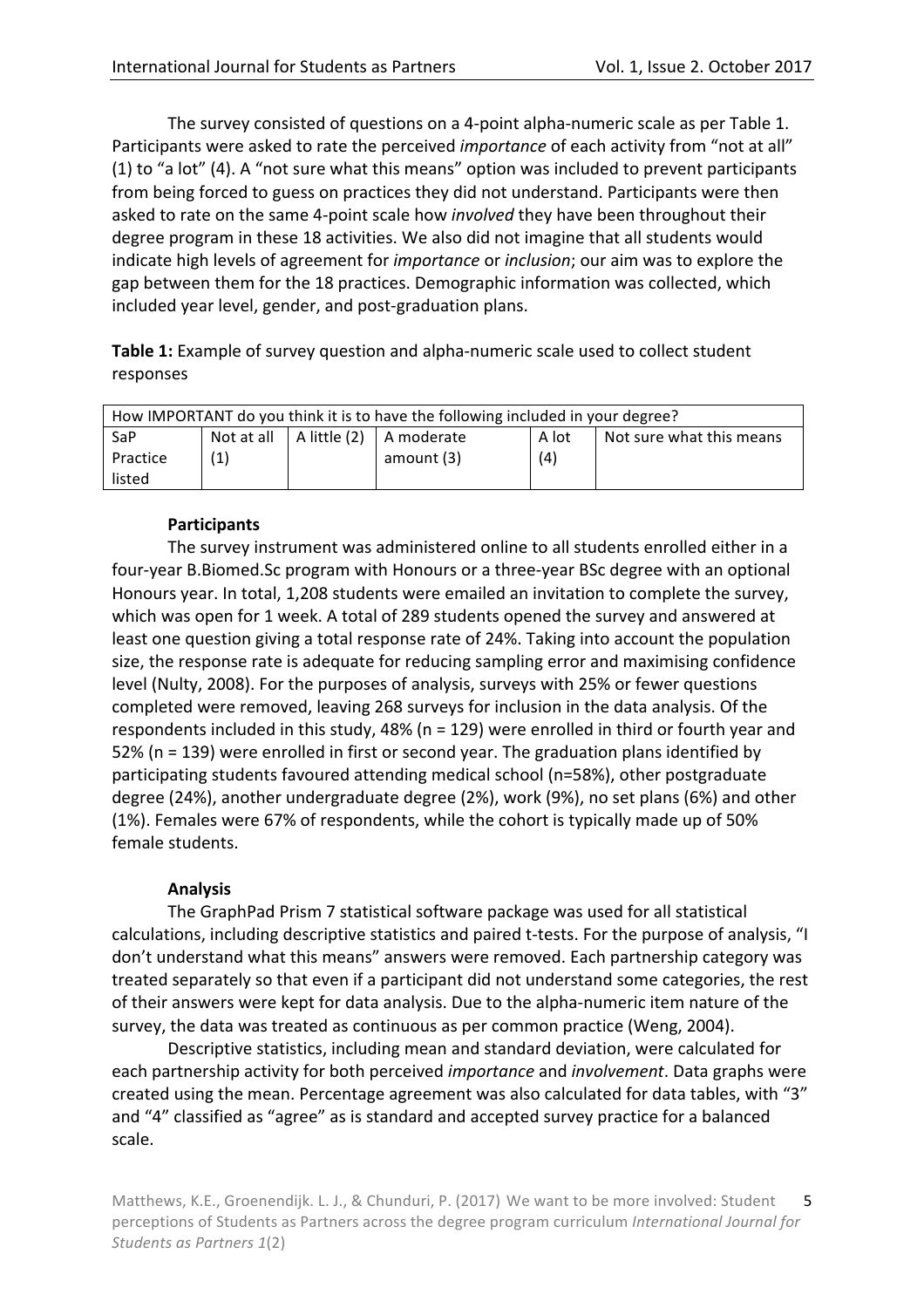The survey consisted of questions on a 4-point alpha-numeric scale as per Table 1. Participants were asked to rate the perceived *importance* of each activity from "not at all" (1) to "a lot" (4). A "not sure what this means" option was included to prevent participants from being forced to guess on practices they did not understand. Participants were then asked to rate on the same 4-point scale how *involved* they have been throughout their degree program in these 18 activities. We also did not imagine that all students would indicate high levels of agreement for *importance* or *inclusion*; our aim was to explore the gap between them for the 18 practices. Demographic information was collected, which included year level, gender, and post-graduation plans.

**Table 1:** Example of survey question and alpha-numeric scale used to collect student responses

| How IMPORTANT do you think it is to have the following included in your degree? | | | | | |
|---|---|---|---|---|---|
| SaP Practice listed | Not at all (1) | A little (2) | A moderate amount (3) | A lot (4) | Not sure what this means |

### Participants

The survey instrument was administered online to all students enrolled either in a four-year B.Biomed.Sc program with Honours or a three-year BSc degree with an optional Honours year. In total, 1,208 students were emailed an invitation to complete the survey, which was open for 1 week. A total of 289 students opened the survey and answered at least one question giving a total response rate of 24%. Taking into account the population size, the response rate is adequate for reducing sampling error and maximising confidence level (Nulty, 2008). For the purposes of analysis, surveys with 25% or fewer questions completed were removed, leaving 268 surveys for inclusion in the data analysis. Of the respondents included in this study, 48% (n = 129) were enrolled in third or fourth year and 52% (n = 139) were enrolled in first or second year. The graduation plans identified by participating students favoured attending medical school (n=58%), other postgraduate degree (24%), another undergraduate degree (2%), work (9%), no set plans (6%) and other (1%). Females were 67% of respondents, while the cohort is typically made up of 50% female students.

### Analysis

The GraphPad Prism 7 statistical software package was used for all statistical calculations, including descriptive statistics and paired t-tests. For the purpose of analysis, "I don't understand what this means" answers were removed. Each partnership category was treated separately so that even if a participant did not understand some categories, the rest of their answers were kept for data analysis. Due to the alpha-numeric item nature of the survey, the data was treated as continuous as per common practice (Weng, 2004).

Descriptive statistics, including mean and standard deviation, were calculated for each partnership activity for both perceived *importance* and *involvement*. Data graphs were created using the mean. Percentage agreement was also calculated for data tables, with "3" and "4" classified as "agree" as is standard and accepted survey practice for a balanced scale.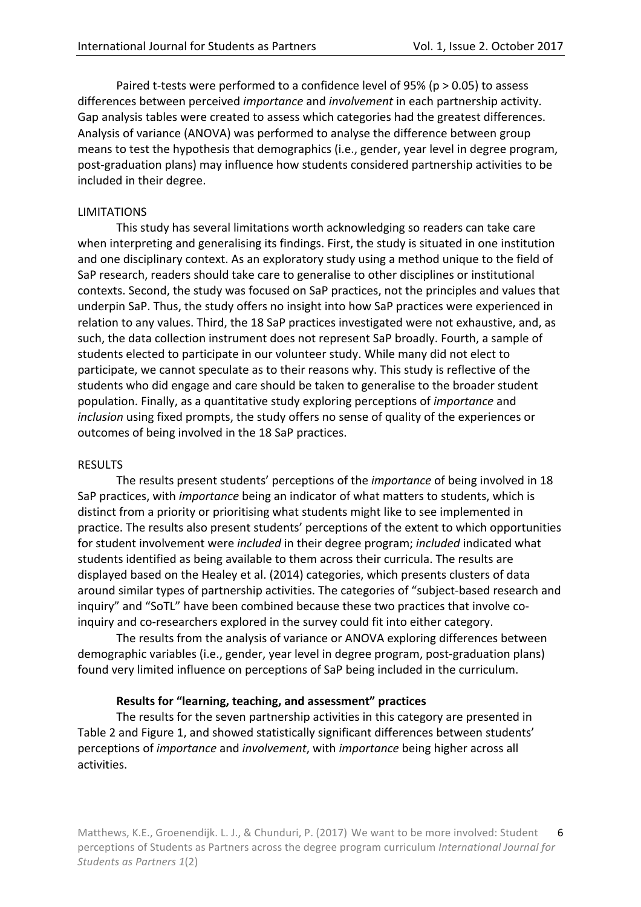Paired t-tests were performed to a confidence level of 95% ($p > 0.05$) to assess differences between perceived *importance* and *involvement* in each partnership activity. Gap analysis tables were created to assess which categories had the greatest differences. Analysis of variance (ANOVA) was performed to analyse the difference between group means to test the hypothesis that demographics (i.e., gender, year level in degree program, post-graduation plans) may influence how students considered partnership activities to be included in their degree.

## LIMITATIONS

This study has several limitations worth acknowledging so readers can take care when interpreting and generalising its findings. First, the study is situated in one institution and one disciplinary context. As an exploratory study using a method unique to the field of SaP research, readers should take care to generalise to other disciplines or institutional contexts. Second, the study was focused on SaP practices, not the principles and values that underpin SaP. Thus, the study offers no insight into how SaP practices were experienced in relation to any values. Third, the 18 SaP practices investigated were not exhaustive, and, as such, the data collection instrument does not represent SaP broadly. Fourth, a sample of students elected to participate in our volunteer study. While many did not elect to participate, we cannot speculate as to their reasons why. This study is reflective of the students who did engage and care should be taken to generalise to the broader student population. Finally, as a quantitative study exploring perceptions of *importance* and *inclusion* using fixed prompts, the study offers no sense of quality of the experiences or outcomes of being involved in the 18 SaP practices.

## RESULTS

The results present students' perceptions of the *importance* of being involved in 18 SaP practices, with *importance* being an indicator of what matters to students, which is distinct from a priority or prioritising what students might like to see implemented in practice. The results also present students' perceptions of the extent to which opportunities for student involvement were *included* in their degree program; *included* indicated what students identified as being available to them across their curricula. The results are displayed based on the Healey et al. (2014) categories, which presents clusters of data around similar types of partnership activities. The categories of "subject-based research and inquiry" and "SoTL" have been combined because these two practices that involve co-inquiry and co-researchers explored in the survey could fit into either category.

The results from the analysis of variance or ANOVA exploring differences between demographic variables (i.e., gender, year level in degree program, post-graduation plans) found very limited influence on perceptions of SaP being included in the curriculum.

### Results for "learning, teaching, and assessment" practices

The results for the seven partnership activities in this category are presented in Table 2 and Figure 1, and showed statistically significant differences between students' perceptions of *importance* and *involvement*, with *importance* being higher across all activities.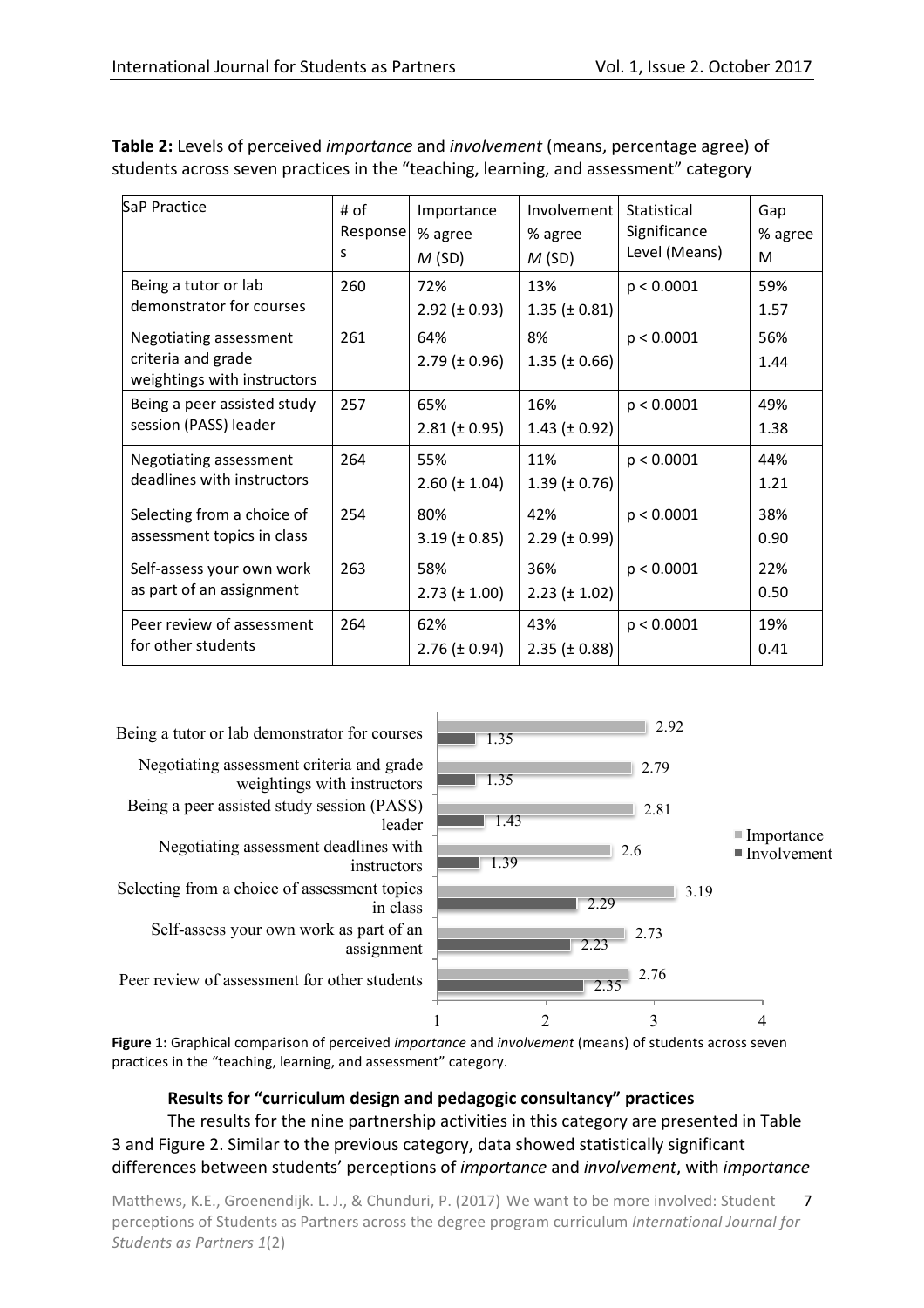**Table 2:** Levels of perceived *importance* and *involvement* (means, percentage agree) of students across seven practices in the "teaching, learning, and assessment" category

| SaP Practice | # of Responses | Importance % agree $M$ (SD) | Involvement % agree $M$ (SD) | Statistical Significance Level (Means) | Gap % agree M |
|---|---|---|---|---|---|
| Being a tutor or lab demonstrator for courses | 260 | 72% 2.92 (± 0.93) | 13% 1.35 (± 0.81) | $p < 0.0001$ | 59% 1.57 |
| Negotiating assessment criteria and grade weightings with instructors | 261 | 64% 2.79 (± 0.96) | 8% 1.35 (± 0.66) | $p < 0.0001$ | 56% 1.44 |
| Being a peer assisted study session (PASS) leader | 257 | 65% 2.81 (± 0.95) | 16% 1.43 (± 0.92) | $p < 0.0001$ | 49% 1.38 |
| Negotiating assessment deadlines with instructors | 264 | 55% 2.60 (± 1.04) | 11% 1.39 (± 0.76) | $p < 0.0001$ | 44% 1.21 |
| Selecting from a choice of assessment topics in class | 254 | 80% 3.19 (± 0.85) | 42% 2.29 (± 0.99) | $p < 0.0001$ | 38% 0.90 |
| Self-assess your own work as part of an assignment | 263 | 58% 2.73 (± 1.00) | 36% 2.23 (± 1.02) | $p < 0.0001$ | 22% 0.50 |
| Peer review of assessment for other students | 264 | 62% 2.76 (± 0.94) | 43% 2.35 (± 0.88) | $p < 0.0001$ | 19% 0.41 |

**Figure 1:** Graphical comparison of perceived *importance* and *involvement* (means) of students across seven practices in the "teaching, learning, and assessment" category.

### Results for "curriculum design and pedagogic consultancy" practices

The results for the nine partnership activities in this category are presented in Table 3 and Figure 2. Similar to the previous category, data showed statistically significant differences between students' perceptions of *importance* and *involvement*, with *importance*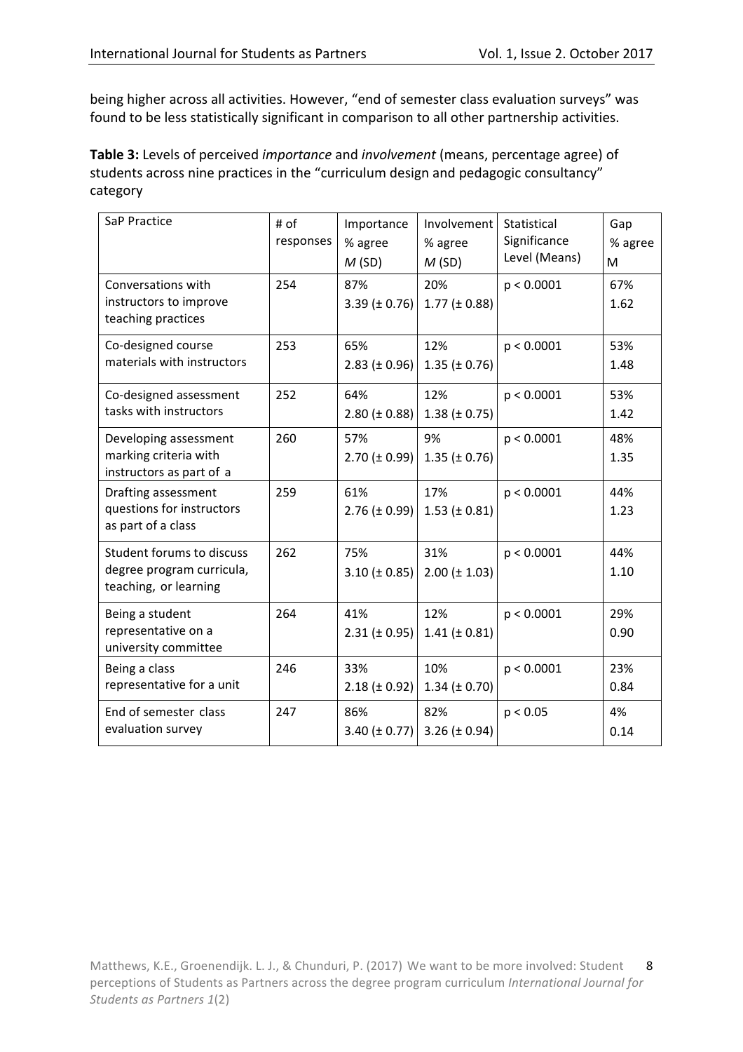being higher across all activities. However, "end of semester class evaluation surveys" was found to be less statistically significant in comparison to all other partnership activities.

**Table 3:** Levels of perceived *importance* and *involvement* (means, percentage agree) of students across nine practices in the "curriculum design and pedagogic consultancy" category

| SaP Practice | # of responses | Importance % agree *M* (SD) | Involvement % agree *M* (SD) | Statistical Significance Level (Means) | Gap % agree M |
|---|---|---|---|---|---|
| Conversations with instructors to improve teaching practices | 254 | 87% 3.39 (± 0.76) | 20% 1.77 (± 0.88) | $p < 0.0001$ | 67% 1.62 |
| Co-designed course materials with instructors | 253 | 65% 2.83 (± 0.96) | 12% 1.35 (± 0.76) | $p < 0.0001$ | 53% 1.48 |
| Co-designed assessment tasks with instructors | 252 | 64% 2.80 (± 0.88) | 12% 1.38 (± 0.75) | $p < 0.0001$ | 53% 1.42 |
| Developing assessment marking criteria with instructors as part of a | 260 | 57% 2.70 (± 0.99) | 9% 1.35 (± 0.76) | $p < 0.0001$ | 48% 1.35 |
| Drafting assessment questions for instructors as part of a class | 259 | 61% 2.76 (± 0.99) | 17% 1.53 (± 0.81) | $p < 0.0001$ | 44% 1.23 |
| Student forums to discuss degree program curricula, teaching, or learning | 262 | 75% 3.10 (± 0.85) | 31% 2.00 (± 1.03) | $p < 0.0001$ | 44% 1.10 |
| Being a student representative on a university committee | 264 | 41% 2.31 (± 0.95) | 12% 1.41 (± 0.81) | $p < 0.0001$ | 29% 0.90 |
| Being a class representative for a unit | 246 | 33% 2.18 (± 0.92) | 10% 1.34 (± 0.70) | $p < 0.0001$ | 23% 0.84 |
| End of semester class evaluation survey | 247 | 86% 3.40 (± 0.77) | 82% 3.26 (± 0.94) | $p < 0.05$ | 4% 0.14 |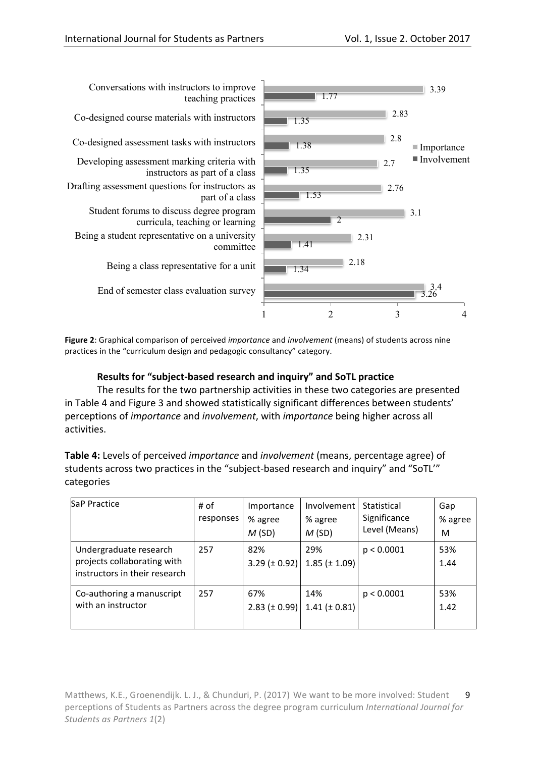| Practice | Importance | Involvement |
|---|---|---|
| Conversations with instructors to improve teaching practices | 3.39 | 1.77 |
| Co-designed course materials with instructors | 2.83 | 1.35 |
| Co-designed assessment tasks with instructors | 2.8 | 1.38 |
| Developing assessment marking criteria with instructors as part of a class | 2.7 | 1.35 |
| Drafting assessment questions for instructors as part of a class | 2.76 | 1.53 |
| Student forums to discuss degree program curricula, teaching or learning | 3.1 | 2 |
| Being a student representative on a university committee | 2.31 | 1.41 |
| Being a class representative for a unit | 2.18 | 1.34 |
| End of semester class evaluation survey | 3.4 | 3.26 |

**Figure 2**: Graphical comparison of perceived *importance* and *involvement* (means) of students across nine practices in the "curriculum design and pedagogic consultancy" category.

### Results for "subject-based research and inquiry" and SoTL practice

The results for the two partnership activities in these two categories are presented in Table 4 and Figure 3 and showed statistically significant differences between students' perceptions of *importance* and *involvement*, with *importance* being higher across all activities.

**Table 4:** Levels of perceived *importance* and *involvement* (means, percentage agree) of students across two practices in the "subject-based research and inquiry" and "SoTL'" categories

| SaP Practice | # of responses | Importance % agree *M* (SD) | Involvement % agree *M* (SD) | Statistical Significance Level (Means) | Gap % agree M |
|---|---|---|---|---|---|
| Undergraduate research projects collaborating with instructors in their research | 257 | 82% 3.29 (± 0.92) | 29% 1.85 (± 1.09) | $p < 0.0001$ | 53% 1.44 |
| Co-authoring a manuscript with an instructor | 257 | 67% 2.83 (± 0.99) | 14% 1.41 (± 0.81) | $p < 0.0001$ | 53% 1.42 |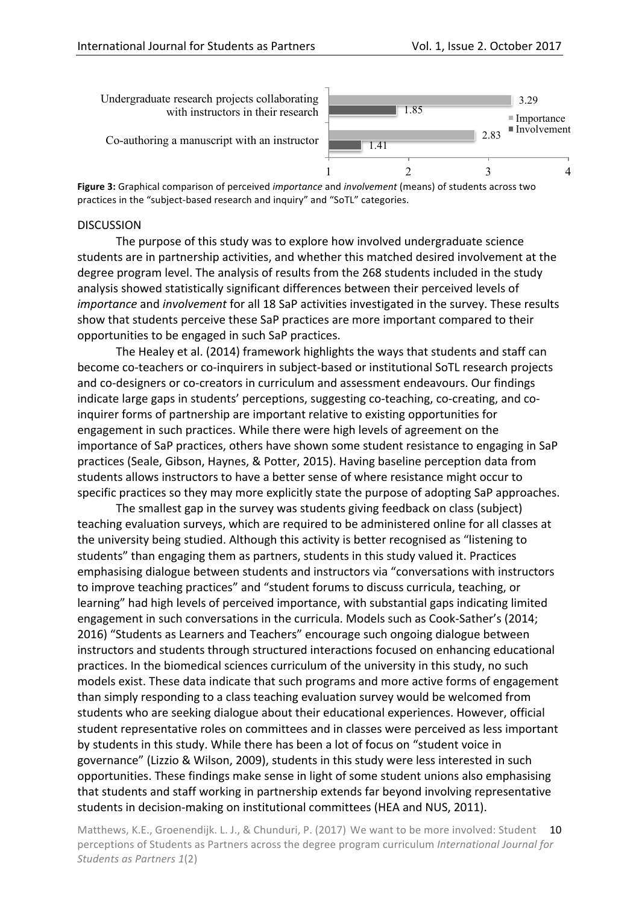| | Importance | Involvement |
|---|---|---|
| Undergraduate research projects collaborating with instructors in their research | 3.29 | 1.85 |
| Co-authoring a manuscript with an instructor | 2.83 | 1.41 |

**Figure 3:** Graphical comparison of perceived *importance* and *involvement* (means) of students across two practices in the "subject-based research and inquiry" and "SoTL" categories.

## DISCUSSION

The purpose of this study was to explore how involved undergraduate science students are in partnership activities, and whether this matched desired involvement at the degree program level. The analysis of results from the 268 students included in the study analysis showed statistically significant differences between their perceived levels of *importance* and *involvement* for all 18 SaP activities investigated in the survey. These results show that students perceive these SaP practices are more important compared to their opportunities to be engaged in such SaP practices.

The Healey et al. (2014) framework highlights the ways that students and staff can become co-teachers or co-inquirers in subject-based or institutional SoTL research projects and co-designers or co-creators in curriculum and assessment endeavours. Our findings indicate large gaps in students' perceptions, suggesting co-teaching, co-creating, and co-inquirer forms of partnership are important relative to existing opportunities for engagement in such practices. While there were high levels of agreement on the importance of SaP practices, others have shown some student resistance to engaging in SaP practices (Seale, Gibson, Haynes, & Potter, 2015). Having baseline perception data from students allows instructors to have a better sense of where resistance might occur to specific practices so they may more explicitly state the purpose of adopting SaP approaches.

The smallest gap in the survey was students giving feedback on class (subject) teaching evaluation surveys, which are required to be administered online for all classes at the university being studied. Although this activity is better recognised as "listening to students" than engaging them as partners, students in this study valued it. Practices emphasising dialogue between students and instructors via "conversations with instructors to improve teaching practices" and "student forums to discuss curricula, teaching, or learning" had high levels of perceived importance, with substantial gaps indicating limited engagement in such conversations in the curricula. Models such as Cook-Sather's (2014; 2016) "Students as Learners and Teachers" encourage such ongoing dialogue between instructors and students through structured interactions focused on enhancing educational practices. In the biomedical sciences curriculum of the university in this study, no such models exist. These data indicate that such programs and more active forms of engagement than simply responding to a class teaching evaluation survey would be welcomed from students who are seeking dialogue about their educational experiences. However, official student representative roles on committees and in classes were perceived as less important by students in this study. While there has been a lot of focus on "student voice in governance" (Lizzio & Wilson, 2009), students in this study were less interested in such opportunities. These findings make sense in light of some student unions also emphasising that students and staff working in partnership extends far beyond involving representative students in decision-making on institutional committees (HEA and NUS, 2011).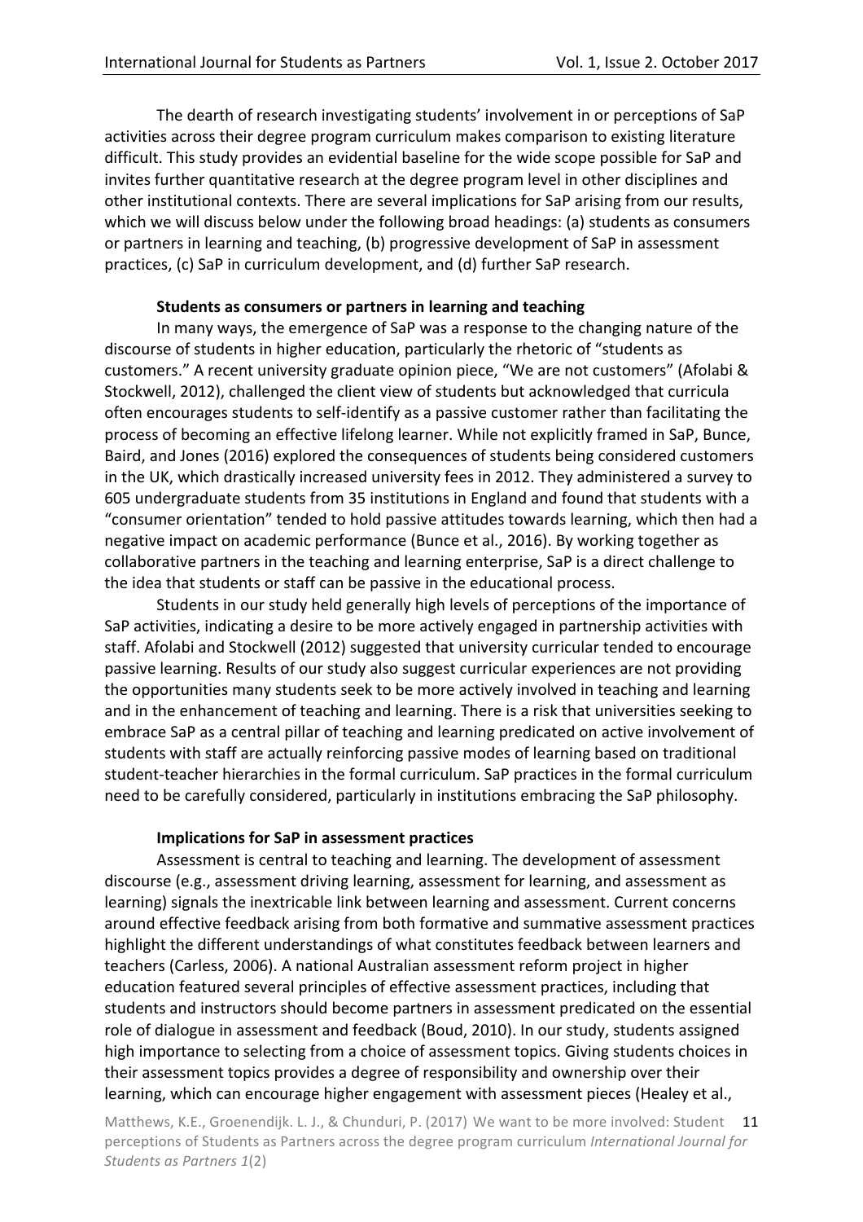The dearth of research investigating students' involvement in or perceptions of SaP activities across their degree program curriculum makes comparison to existing literature difficult. This study provides an evidential baseline for the wide scope possible for SaP and invites further quantitative research at the degree program level in other disciplines and other institutional contexts. There are several implications for SaP arising from our results, which we will discuss below under the following broad headings: (a) students as consumers or partners in learning and teaching, (b) progressive development of SaP in assessment practices, (c) SaP in curriculum development, and (d) further SaP research.

### Students as consumers or partners in learning and teaching

In many ways, the emergence of SaP was a response to the changing nature of the discourse of students in higher education, particularly the rhetoric of "students as customers." A recent university graduate opinion piece, "We are not customers" (Afolabi & Stockwell, 2012), challenged the client view of students but acknowledged that curricula often encourages students to self-identify as a passive customer rather than facilitating the process of becoming an effective lifelong learner. While not explicitly framed in SaP, Bunce, Baird, and Jones (2016) explored the consequences of students being considered customers in the UK, which drastically increased university fees in 2012. They administered a survey to 605 undergraduate students from 35 institutions in England and found that students with a "consumer orientation" tended to hold passive attitudes towards learning, which then had a negative impact on academic performance (Bunce et al., 2016). By working together as collaborative partners in the teaching and learning enterprise, SaP is a direct challenge to the idea that students or staff can be passive in the educational process.

Students in our study held generally high levels of perceptions of the importance of SaP activities, indicating a desire to be more actively engaged in partnership activities with staff. Afolabi and Stockwell (2012) suggested that university curricular tended to encourage passive learning. Results of our study also suggest curricular experiences are not providing the opportunities many students seek to be more actively involved in teaching and learning and in the enhancement of teaching and learning. There is a risk that universities seeking to embrace SaP as a central pillar of teaching and learning predicated on active involvement of students with staff are actually reinforcing passive modes of learning based on traditional student-teacher hierarchies in the formal curriculum. SaP practices in the formal curriculum need to be carefully considered, particularly in institutions embracing the SaP philosophy.

### Implications for SaP in assessment practices

Assessment is central to teaching and learning. The development of assessment discourse (e.g., assessment driving learning, assessment for learning, and assessment as learning) signals the inextricable link between learning and assessment. Current concerns around effective feedback arising from both formative and summative assessment practices highlight the different understandings of what constitutes feedback between learners and teachers (Carless, 2006). A national Australian assessment reform project in higher education featured several principles of effective assessment practices, including that students and instructors should become partners in assessment predicated on the essential role of dialogue in assessment and feedback (Boud, 2010). In our study, students assigned high importance to selecting from a choice of assessment topics. Giving students choices in their assessment topics provides a degree of responsibility and ownership over their learning, which can encourage higher engagement with assessment pieces (Healey et al.,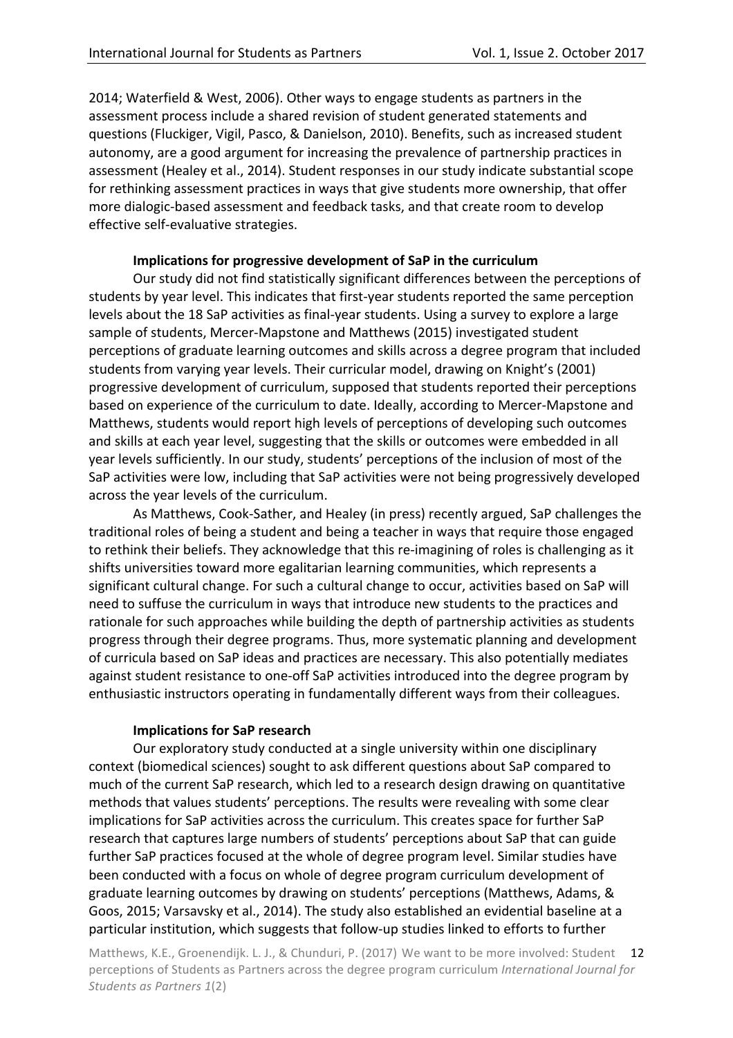2014; Waterfield & West, 2006). Other ways to engage students as partners in the assessment process include a shared revision of student generated statements and questions (Fluckiger, Vigil, Pasco, & Danielson, 2010). Benefits, such as increased student autonomy, are a good argument for increasing the prevalence of partnership practices in assessment (Healey et al., 2014). Student responses in our study indicate substantial scope for rethinking assessment practices in ways that give students more ownership, that offer more dialogic-based assessment and feedback tasks, and that create room to develop effective self-evaluative strategies.

**Implications for progressive development of SaP in the curriculum**

Our study did not find statistically significant differences between the perceptions of students by year level. This indicates that first-year students reported the same perception levels about the 18 SaP activities as final-year students. Using a survey to explore a large sample of students, Mercer-Mapstone and Matthews (2015) investigated student perceptions of graduate learning outcomes and skills across a degree program that included students from varying year levels. Their curricular model, drawing on Knight's (2001) progressive development of curriculum, supposed that students reported their perceptions based on experience of the curriculum to date. Ideally, according to Mercer-Mapstone and Matthews, students would report high levels of perceptions of developing such outcomes and skills at each year level, suggesting that the skills or outcomes were embedded in all year levels sufficiently. In our study, students' perceptions of the inclusion of most of the SaP activities were low, including that SaP activities were not being progressively developed across the year levels of the curriculum.

As Matthews, Cook-Sather, and Healey (in press) recently argued, SaP challenges the traditional roles of being a student and being a teacher in ways that require those engaged to rethink their beliefs. They acknowledge that this re-imagining of roles is challenging as it shifts universities toward more egalitarian learning communities, which represents a significant cultural change. For such a cultural change to occur, activities based on SaP will need to suffuse the curriculum in ways that introduce new students to the practices and rationale for such approaches while building the depth of partnership activities as students progress through their degree programs. Thus, more systematic planning and development of curricula based on SaP ideas and practices are necessary. This also potentially mediates against student resistance to one-off SaP activities introduced into the degree program by enthusiastic instructors operating in fundamentally different ways from their colleagues.

**Implications for SaP research**

Our exploratory study conducted at a single university within one disciplinary context (biomedical sciences) sought to ask different questions about SaP compared to much of the current SaP research, which led to a research design drawing on quantitative methods that values students' perceptions. The results were revealing with some clear implications for SaP activities across the curriculum. This creates space for further SaP research that captures large numbers of students' perceptions about SaP that can guide further SaP practices focused at the whole of degree program level. Similar studies have been conducted with a focus on whole of degree program curriculum development of graduate learning outcomes by drawing on students' perceptions (Matthews, Adams, & Goos, 2015; Varsavsky et al., 2014). The study also established an evidential baseline at a particular institution, which suggests that follow-up studies linked to efforts to further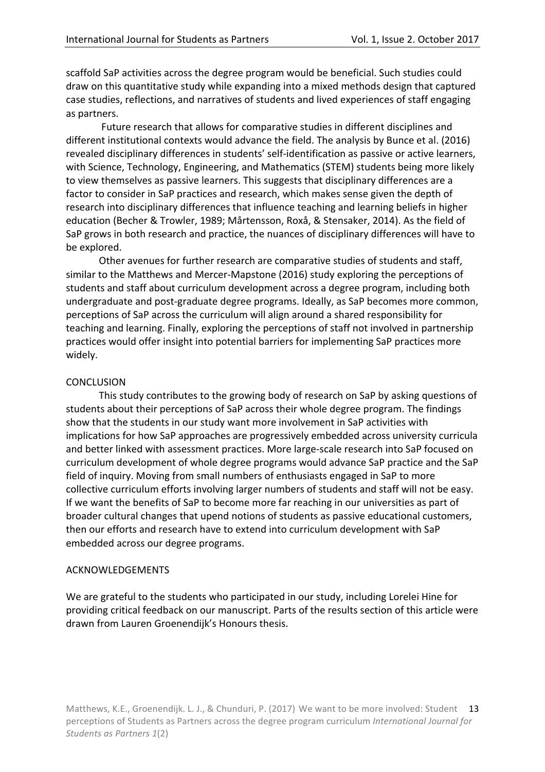scaffold SaP activities across the degree program would be beneficial. Such studies could draw on this quantitative study while expanding into a mixed methods design that captured case studies, reflections, and narratives of students and lived experiences of staff engaging as partners.

Future research that allows for comparative studies in different disciplines and different institutional contexts would advance the field. The analysis by Bunce et al. (2016) revealed disciplinary differences in students' self-identification as passive or active learners, with Science, Technology, Engineering, and Mathematics (STEM) students being more likely to view themselves as passive learners. This suggests that disciplinary differences are a factor to consider in SaP practices and research, which makes sense given the depth of research into disciplinary differences that influence teaching and learning beliefs in higher education (Becher & Trowler, 1989; Mårtensson, Roxå, & Stensaker, 2014). As the field of SaP grows in both research and practice, the nuances of disciplinary differences will have to be explored.

Other avenues for further research are comparative studies of students and staff, similar to the Matthews and Mercer-Mapstone (2016) study exploring the perceptions of students and staff about curriculum development across a degree program, including both undergraduate and post-graduate degree programs. Ideally, as SaP becomes more common, perceptions of SaP across the curriculum will align around a shared responsibility for teaching and learning. Finally, exploring the perceptions of staff not involved in partnership practices would offer insight into potential barriers for implementing SaP practices more widely.

## CONCLUSION

This study contributes to the growing body of research on SaP by asking questions of students about their perceptions of SaP across their whole degree program. The findings show that the students in our study want more involvement in SaP activities with implications for how SaP approaches are progressively embedded across university curricula and better linked with assessment practices. More large-scale research into SaP focused on curriculum development of whole degree programs would advance SaP practice and the SaP field of inquiry. Moving from small numbers of enthusiasts engaged in SaP to more collective curriculum efforts involving larger numbers of students and staff will not be easy. If we want the benefits of SaP to become more far reaching in our universities as part of broader cultural changes that upend notions of students as passive educational customers, then our efforts and research have to extend into curriculum development with SaP embedded across our degree programs.

## ACKNOWLEDGEMENTS

We are grateful to the students who participated in our study, including Lorelei Hine for providing critical feedback on our manuscript. Parts of the results section of this article were drawn from Lauren Groenendijk's Honours thesis.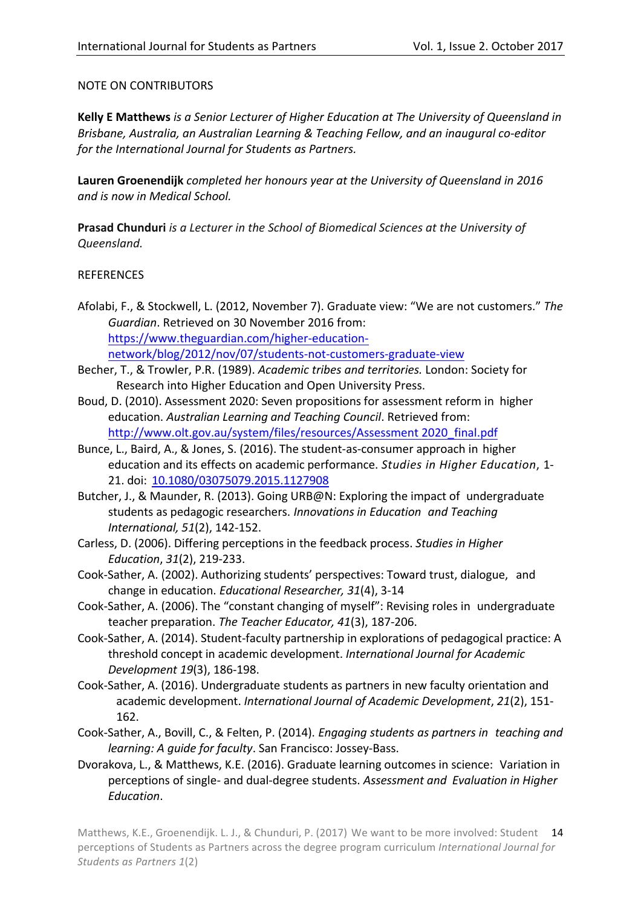NOTE ON CONTRIBUTORS

**Kelly E Matthews** *is a Senior Lecturer of Higher Education at The University of Queensland in Brisbane, Australia, an Australian Learning & Teaching Fellow, and an inaugural co-editor for the International Journal for Students as Partners.*

**Lauren Groenendijk** *completed her honours year at the University of Queensland in 2016 and is now in Medical School.*

**Prasad Chunduri** *is a Lecturer in the School of Biomedical Sciences at the University of Queensland.*

REFERENCES

Afolabi, F., & Stockwell, L. (2012, November 7). Graduate view: "We are not customers." *The Guardian*. Retrieved on 30 November 2016 from: https://www.theguardian.com/higher-education-network/blog/2012/nov/07/students-not-customers-graduate-view

Becher, T., & Trowler, P.R. (1989). *Academic tribes and territories.* London: Society for Research into Higher Education and Open University Press.

Boud, D. (2010). Assessment 2020: Seven propositions for assessment reform in higher education. *Australian Learning and Teaching Council*. Retrieved from: http://www.olt.gov.au/system/files/resources/Assessment 2020_final.pdf

Bunce, L., Baird, A., & Jones, S. (2016). The student-as-consumer approach in higher education and its effects on academic performance. *Studies in Higher Education*, 1-21. doi: 10.1080/03075079.2015.1127908

Butcher, J., & Maunder, R. (2013). Going URB@N: Exploring the impact of undergraduate students as pedagogic researchers. *Innovations in Education and Teaching International, 51*(2), 142-152.

Carless, D. (2006). Differing perceptions in the feedback process. *Studies in Higher Education*, *31*(2), 219-233.

Cook-Sather, A. (2002). Authorizing students' perspectives: Toward trust, dialogue, and change in education. *Educational Researcher, 31*(4), 3-14

Cook-Sather, A. (2006). The "constant changing of myself": Revising roles in undergraduate teacher preparation. *The Teacher Educator, 41*(3), 187-206.

Cook-Sather, A. (2014). Student-faculty partnership in explorations of pedagogical practice: A threshold concept in academic development. *International Journal for Academic Development 19*(3), 186-198.

Cook-Sather, A. (2016). Undergraduate students as partners in new faculty orientation and academic development. *International Journal of Academic Development*, *21*(2), 151-162.

Cook-Sather, A., Bovill, C., & Felten, P. (2014). *Engaging students as partners in teaching and learning: A guide for faculty*. San Francisco: Jossey-Bass.

Dvorakova, L., & Matthews, K.E. (2016). Graduate learning outcomes in science: Variation in perceptions of single- and dual-degree students. *Assessment and Evaluation in Higher Education*.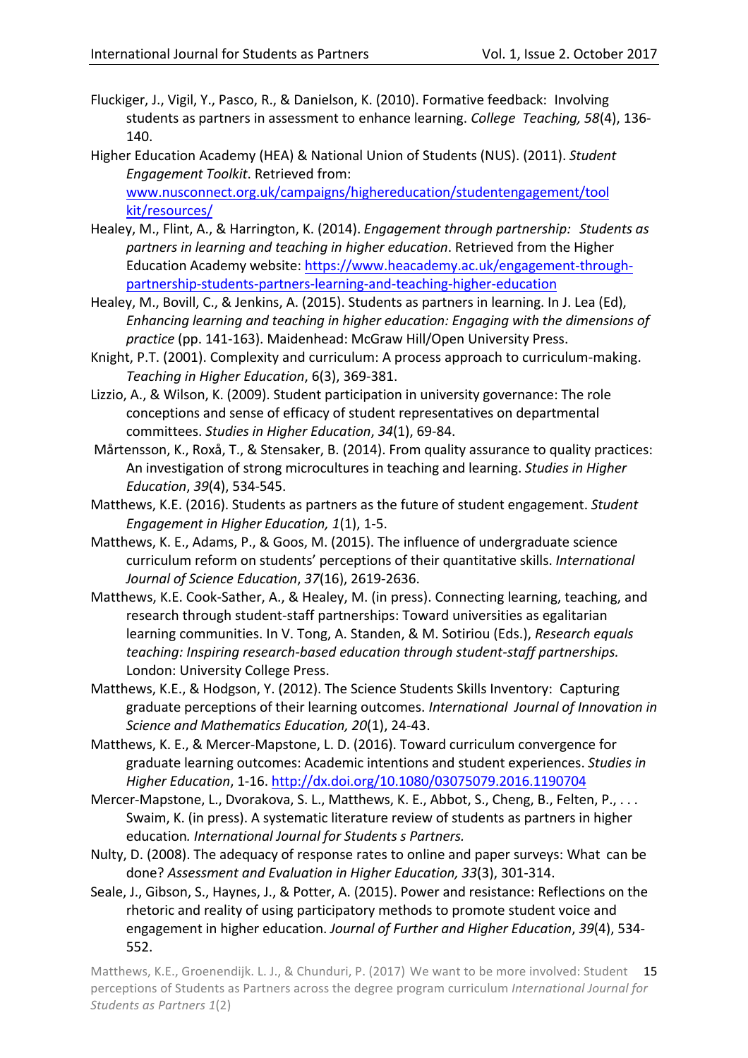Fluckiger, J., Vigil, Y., Pasco, R., & Danielson, K. (2010). Formative feedback: Involving students as partners in assessment to enhance learning. *College Teaching, 58*(4), 136-140.

Higher Education Academy (HEA) & National Union of Students (NUS). (2011). *Student Engagement Toolkit*. Retrieved from: [www.nusconnect.org.uk/campaigns/highereducation/studentengagement/toolkit/resources/](www.nusconnect.org.uk/campaigns/highereducation/studentengagement/toolkit/resources/)

Healey, M., Flint, A., & Harrington, K. (2014). *Engagement through partnership: Students as partners in learning and teaching in higher education*. Retrieved from the Higher Education Academy website: [https://www.heacademy.ac.uk/engagement-through-partnership-students-partners-learning-and-teaching-higher-education](https://www.heacademy.ac.uk/engagement-through-partnership-students-partners-learning-and-teaching-higher-education)

Healey, M., Bovill, C., & Jenkins, A. (2015). Students as partners in learning. In J. Lea (Ed), *Enhancing learning and teaching in higher education: Engaging with the dimensions of practice* (pp. 141-163). Maidenhead: McGraw Hill/Open University Press.

Knight, P.T. (2001). Complexity and curriculum: A process approach to curriculum-making. *Teaching in Higher Education*, 6(3), 369-381.

Lizzio, A., & Wilson, K. (2009). Student participation in university governance: The role conceptions and sense of efficacy of student representatives on departmental committees. *Studies in Higher Education*, *34*(1), 69-84.

Mårtensson, K., Roxå, T., & Stensaker, B. (2014). From quality assurance to quality practices: An investigation of strong microcultures in teaching and learning. *Studies in Higher Education*, *39*(4), 534-545.

Matthews, K.E. (2016). Students as partners as the future of student engagement. *Student Engagement in Higher Education, 1*(1), 1-5.

Matthews, K. E., Adams, P., & Goos, M. (2015). The influence of undergraduate science curriculum reform on students' perceptions of their quantitative skills. *International Journal of Science Education*, *37*(16), 2619-2636.

Matthews, K.E. Cook-Sather, A., & Healey, M. (in press). Connecting learning, teaching, and research through student-staff partnerships: Toward universities as egalitarian learning communities. In V. Tong, A. Standen, & M. Sotiriou (Eds.), *Research equals teaching: Inspiring research-based education through student-staff partnerships.* London: University College Press.

Matthews, K.E., & Hodgson, Y. (2012). The Science Students Skills Inventory: Capturing graduate perceptions of their learning outcomes. *International Journal of Innovation in Science and Mathematics Education, 20*(1), 24-43.

Matthews, K. E., & Mercer-Mapstone, L. D. (2016). Toward curriculum convergence for graduate learning outcomes: Academic intentions and student experiences. *Studies in Higher Education*, 1-16. [http://dx.doi.org/10.1080/03075079.2016.1190704](http://dx.doi.org/10.1080/03075079.2016.1190704)

Mercer-Mapstone, L., Dvorakova, S. L., Matthews, K. E., Abbot, S., Cheng, B., Felten, P., . . . Swaim, K. (in press). A systematic literature review of students as partners in higher education*. International Journal for Students s Partners.*

Nulty, D. (2008). The adequacy of response rates to online and paper surveys: What can be done? *Assessment and Evaluation in Higher Education, 33*(3), 301-314.

Seale, J., Gibson, S., Haynes, J., & Potter, A. (2015). Power and resistance: Reflections on the rhetoric and reality of using participatory methods to promote student voice and engagement in higher education. *Journal of Further and Higher Education*, *39*(4), 534-552.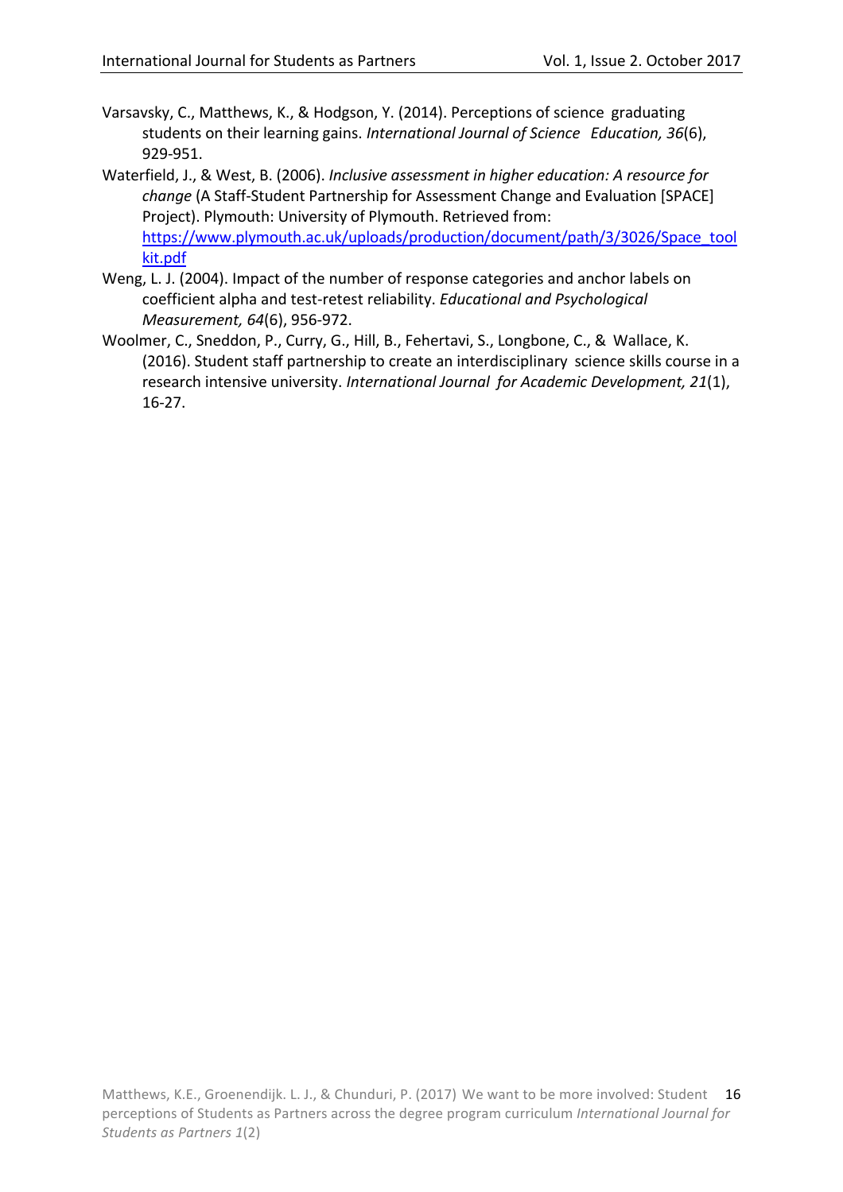Varsavsky, C., Matthews, K., & Hodgson, Y. (2014). Perceptions of science graduating students on their learning gains. *International Journal of Science Education, 36*(6), 929-951.

Waterfield, J., & West, B. (2006). *Inclusive assessment in higher education: A resource for change* (A Staff-Student Partnership for Assessment Change and Evaluation [SPACE] Project). Plymouth: University of Plymouth. Retrieved from: https://www.plymouth.ac.uk/uploads/production/document/path/3/3026/Space_toolkit.pdf

Weng, L. J. (2004). Impact of the number of response categories and anchor labels on coefficient alpha and test-retest reliability. *Educational and Psychological Measurement, 64*(6), 956-972.

Woolmer, C., Sneddon, P., Curry, G., Hill, B., Fehertavi, S., Longbone, C., & Wallace, K. (2016). Student staff partnership to create an interdisciplinary science skills course in a research intensive university. *International Journal for Academic Development, 21*(1), 16-27.